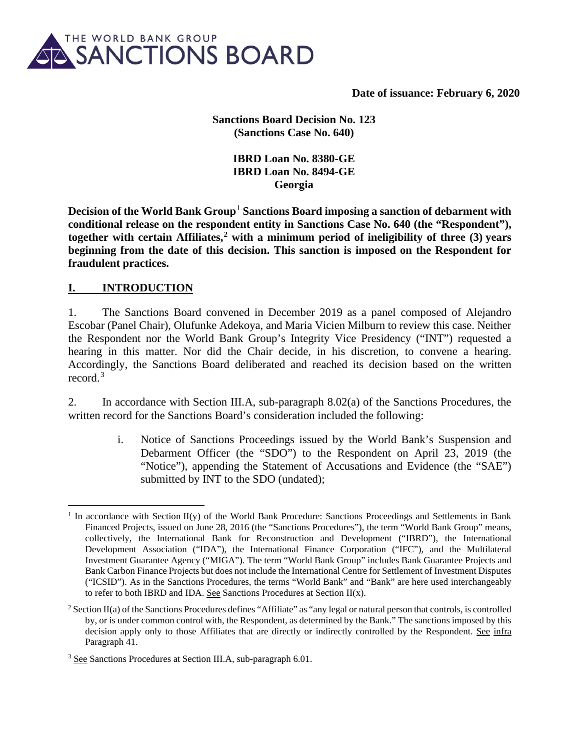THE WORLD BANK GROUP SANCTIONS BOARD

**Date of issuance: February 6, 2020**

**Sanctions Board Decision No. 123**
**(Sanctions Case No. 640)**

**IBRD Loan No. 8380-GE**
**IBRD Loan No. 8494-GE**
**Georgia**

**Decision of the World Bank Group[1] Sanctions Board imposing a sanction of debarment with conditional release on the respondent entity in Sanctions Case No. 640 (the "Respondent"), together with certain Affiliates,[2] with a minimum period of ineligibility of three (3) years beginning from the date of this decision. This sanction is imposed on the Respondent for fraudulent practices.**

## I. INTRODUCTION

1. The Sanctions Board convened in December 2019 as a panel composed of Alejandro Escobar (Panel Chair), Olufunke Adekoya, and Maria Vicien Milburn to review this case. Neither the Respondent nor the World Bank Group's Integrity Vice Presidency ("INT") requested a hearing in this matter. Nor did the Chair decide, in his discretion, to convene a hearing. Accordingly, the Sanctions Board deliberated and reached its decision based on the written record.[3]

2. In accordance with Section III.A, sub-paragraph 8.02(a) of the Sanctions Procedures, the written record for the Sanctions Board's consideration included the following:

   i. Notice of Sanctions Proceedings issued by the World Bank's Suspension and Debarment Officer (the "SDO") to the Respondent on April 23, 2019 (the "Notice"), appending the Statement of Accusations and Evidence (the "SAE") submitted by INT to the SDO (undated);

---

[1] In accordance with Section II(y) of the World Bank Procedure: Sanctions Proceedings and Settlements in Bank Financed Projects, issued on June 28, 2016 (the "Sanctions Procedures"), the term "World Bank Group" means, collectively, the International Bank for Reconstruction and Development ("IBRD"), the International Development Association ("IDA"), the International Finance Corporation ("IFC"), and the Multilateral Investment Guarantee Agency ("MIGA"). The term "World Bank Group" includes Bank Guarantee Projects and Bank Carbon Finance Projects but does not include the International Centre for Settlement of Investment Disputes ("ICSID"). As in the Sanctions Procedures, the terms "World Bank" and "Bank" are here used interchangeably to refer to both IBRD and IDA. See Sanctions Procedures at Section II(x).

[2] Section II(a) of the Sanctions Procedures defines "Affiliate" as "any legal or natural person that controls, is controlled by, or is under common control with, the Respondent, as determined by the Bank." The sanctions imposed by this decision apply only to those Affiliates that are directly or indirectly controlled by the Respondent. See infra Paragraph 41.

[3] See Sanctions Procedures at Section III.A, sub-paragraph 6.01.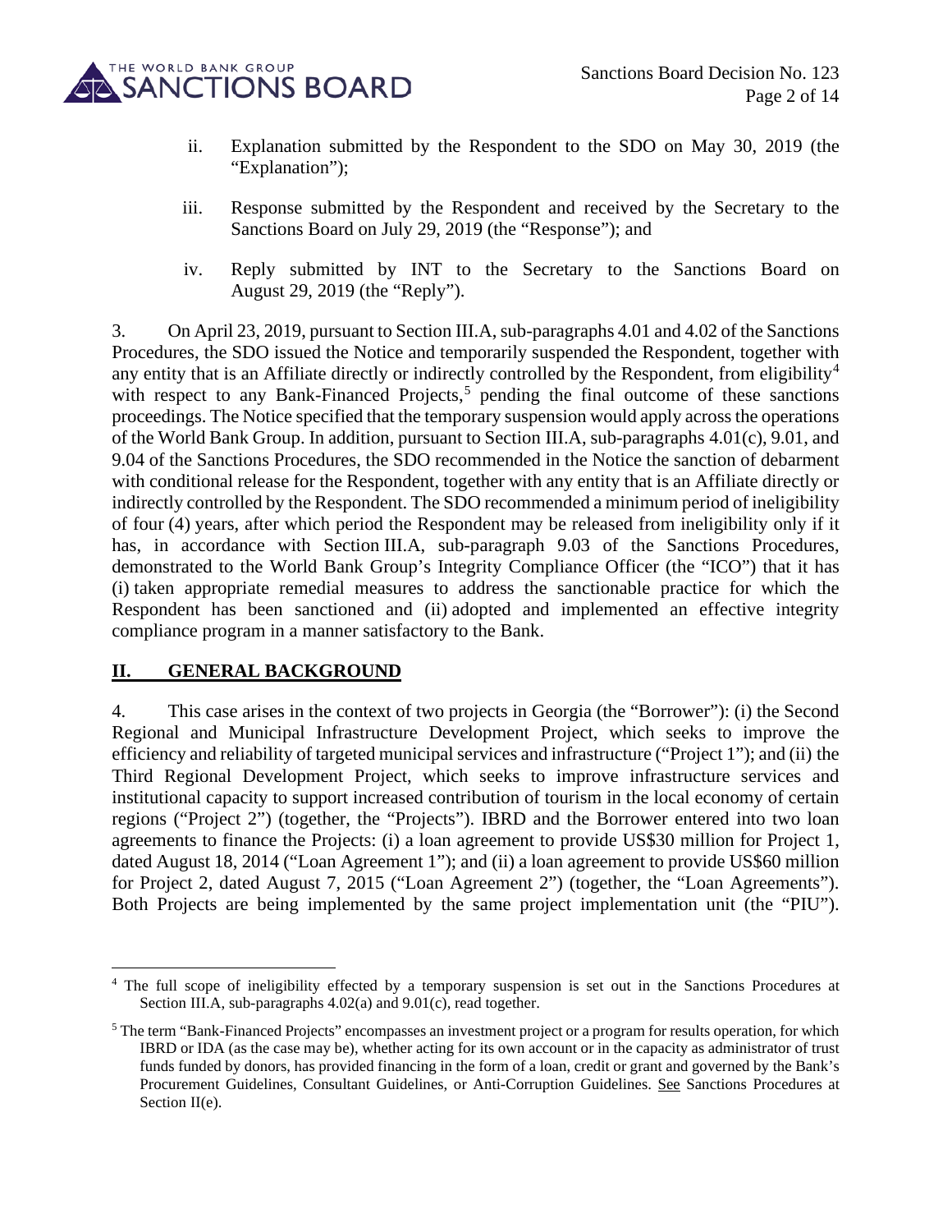ii. Explanation submitted by the Respondent to the SDO on May 30, 2019 (the "Explanation");

iii. Response submitted by the Respondent and received by the Secretary to the Sanctions Board on July 29, 2019 (the "Response"); and

iv. Reply submitted by INT to the Secretary to the Sanctions Board on August 29, 2019 (the "Reply").

3. On April 23, 2019, pursuant to Section III.A, sub-paragraphs 4.01 and 4.02 of the Sanctions Procedures, the SDO issued the Notice and temporarily suspended the Respondent, together with any entity that is an Affiliate directly or indirectly controlled by the Respondent, from eligibility[4] with respect to any Bank-Financed Projects,[5] pending the final outcome of these sanctions proceedings. The Notice specified that the temporary suspension would apply across the operations of the World Bank Group. In addition, pursuant to Section III.A, sub-paragraphs 4.01(c), 9.01, and 9.04 of the Sanctions Procedures, the SDO recommended in the Notice the sanction of debarment with conditional release for the Respondent, together with any entity that is an Affiliate directly or indirectly controlled by the Respondent. The SDO recommended a minimum period of ineligibility of four (4) years, after which period the Respondent may be released from ineligibility only if it has, in accordance with Section III.A, sub-paragraph 9.03 of the Sanctions Procedures, demonstrated to the World Bank Group's Integrity Compliance Officer (the "ICO") that it has (i) taken appropriate remedial measures to address the sanctionable practice for which the Respondent has been sanctioned and (ii) adopted and implemented an effective integrity compliance program in a manner satisfactory to the Bank.

## II. GENERAL BACKGROUND

4. This case arises in the context of two projects in Georgia (the "Borrower"): (i) the Second Regional and Municipal Infrastructure Development Project, which seeks to improve the efficiency and reliability of targeted municipal services and infrastructure ("Project 1"); and (ii) the Third Regional Development Project, which seeks to improve infrastructure services and institutional capacity to support increased contribution of tourism in the local economy of certain regions ("Project 2") (together, the "Projects"). IBRD and the Borrower entered into two loan agreements to finance the Projects: (i) a loan agreement to provide US$30 million for Project 1, dated August 18, 2014 ("Loan Agreement 1"); and (ii) a loan agreement to provide US$60 million for Project 2, dated August 7, 2015 ("Loan Agreement 2") (together, the "Loan Agreements"). Both Projects are being implemented by the same project implementation unit (the "PIU").

---

[4] The full scope of ineligibility effected by a temporary suspension is set out in the Sanctions Procedures at Section III.A, sub-paragraphs 4.02(a) and 9.01(c), read together.

[5] The term "Bank-Financed Projects" encompasses an investment project or a program for results operation, for which IBRD or IDA (as the case may be), whether acting for its own account or in the capacity as administrator of trust funds funded by donors, has provided financing in the form of a loan, credit or grant and governed by the Bank's Procurement Guidelines, Consultant Guidelines, or Anti-Corruption Guidelines. See Sanctions Procedures at Section II(e).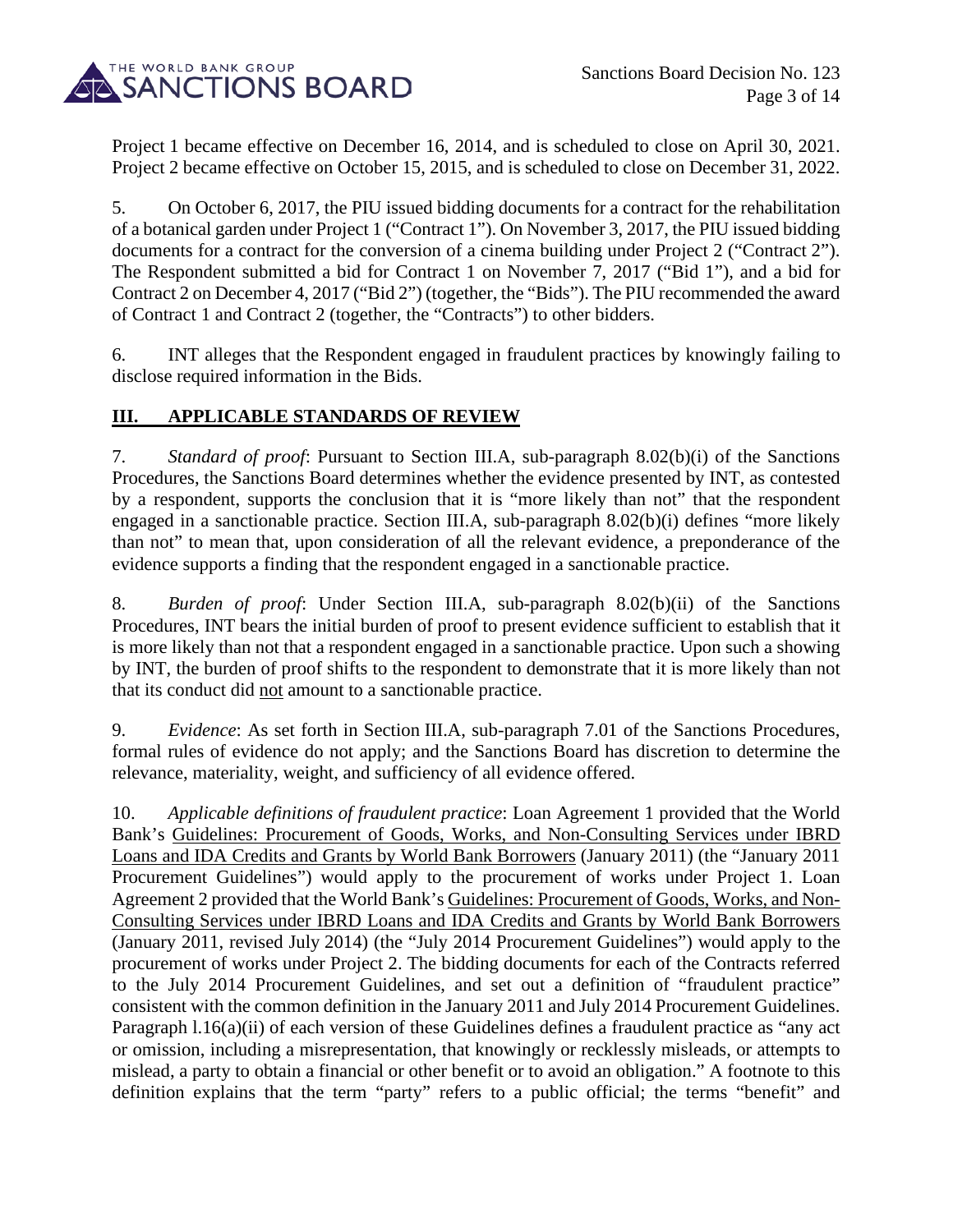Project 1 became effective on December 16, 2014, and is scheduled to close on April 30, 2021. Project 2 became effective on October 15, 2015, and is scheduled to close on December 31, 2022.

5. On October 6, 2017, the PIU issued bidding documents for a contract for the rehabilitation of a botanical garden under Project 1 ("Contract 1"). On November 3, 2017, the PIU issued bidding documents for a contract for the conversion of a cinema building under Project 2 ("Contract 2"). The Respondent submitted a bid for Contract 1 on November 7, 2017 ("Bid 1"), and a bid for Contract 2 on December 4, 2017 ("Bid 2") (together, the "Bids"). The PIU recommended the award of Contract 1 and Contract 2 (together, the "Contracts") to other bidders.

6. INT alleges that the Respondent engaged in fraudulent practices by knowingly failing to disclose required information in the Bids.

## III. APPLICABLE STANDARDS OF REVIEW

7. *Standard of proof*: Pursuant to Section III.A, sub-paragraph 8.02(b)(i) of the Sanctions Procedures, the Sanctions Board determines whether the evidence presented by INT, as contested by a respondent, supports the conclusion that it is "more likely than not" that the respondent engaged in a sanctionable practice. Section III.A, sub-paragraph 8.02(b)(i) defines "more likely than not" to mean that, upon consideration of all the relevant evidence, a preponderance of the evidence supports a finding that the respondent engaged in a sanctionable practice.

8. *Burden of proof*: Under Section III.A, sub-paragraph 8.02(b)(ii) of the Sanctions Procedures, INT bears the initial burden of proof to present evidence sufficient to establish that it is more likely than not that a respondent engaged in a sanctionable practice. Upon such a showing by INT, the burden of proof shifts to the respondent to demonstrate that it is more likely than not that its conduct did not amount to a sanctionable practice.

9. *Evidence*: As set forth in Section III.A, sub-paragraph 7.01 of the Sanctions Procedures, formal rules of evidence do not apply; and the Sanctions Board has discretion to determine the relevance, materiality, weight, and sufficiency of all evidence offered.

10. *Applicable definitions of fraudulent practice*: Loan Agreement 1 provided that the World Bank's Guidelines: Procurement of Goods, Works, and Non-Consulting Services under IBRD Loans and IDA Credits and Grants by World Bank Borrowers (January 2011) (the "January 2011 Procurement Guidelines") would apply to the procurement of works under Project 1. Loan Agreement 2 provided that the World Bank's Guidelines: Procurement of Goods, Works, and Non-Consulting Services under IBRD Loans and IDA Credits and Grants by World Bank Borrowers (January 2011, revised July 2014) (the "July 2014 Procurement Guidelines") would apply to the procurement of works under Project 2. The bidding documents for each of the Contracts referred to the July 2014 Procurement Guidelines, and set out a definition of "fraudulent practice" consistent with the common definition in the January 2011 and July 2014 Procurement Guidelines. Paragraph 1.16(a)(ii) of each version of these Guidelines defines a fraudulent practice as "any act or omission, including a misrepresentation, that knowingly or recklessly misleads, or attempts to mislead, a party to obtain a financial or other benefit or to avoid an obligation." A footnote to this definition explains that the term "party" refers to a public official; the terms "benefit" and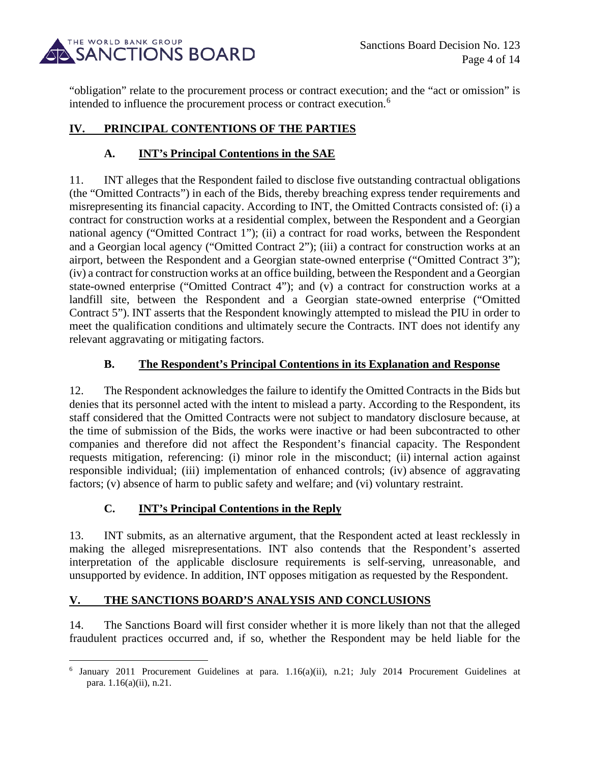"obligation" relate to the procurement process or contract execution; and the "act or omission" is intended to influence the procurement process or contract execution.[6]

## IV. PRINCIPAL CONTENTIONS OF THE PARTIES

### A. INT's Principal Contentions in the SAE

11. INT alleges that the Respondent failed to disclose five outstanding contractual obligations (the "Omitted Contracts") in each of the Bids, thereby breaching express tender requirements and misrepresenting its financial capacity. According to INT, the Omitted Contracts consisted of: (i) a contract for construction works at a residential complex, between the Respondent and a Georgian national agency ("Omitted Contract 1"); (ii) a contract for road works, between the Respondent and a Georgian local agency ("Omitted Contract 2"); (iii) a contract for construction works at an airport, between the Respondent and a Georgian state-owned enterprise ("Omitted Contract 3"); (iv) a contract for construction works at an office building, between the Respondent and a Georgian state-owned enterprise ("Omitted Contract 4"); and (v) a contract for construction works at a landfill site, between the Respondent and a Georgian state-owned enterprise ("Omitted Contract 5"). INT asserts that the Respondent knowingly attempted to mislead the PIU in order to meet the qualification conditions and ultimately secure the Contracts. INT does not identify any relevant aggravating or mitigating factors.

### B. The Respondent's Principal Contentions in its Explanation and Response

12. The Respondent acknowledges the failure to identify the Omitted Contracts in the Bids but denies that its personnel acted with the intent to mislead a party. According to the Respondent, its staff considered that the Omitted Contracts were not subject to mandatory disclosure because, at the time of submission of the Bids, the works were inactive or had been subcontracted to other companies and therefore did not affect the Respondent's financial capacity. The Respondent requests mitigation, referencing: (i) minor role in the misconduct; (ii) internal action against responsible individual; (iii) implementation of enhanced controls; (iv) absence of aggravating factors; (v) absence of harm to public safety and welfare; and (vi) voluntary restraint.

### C. INT's Principal Contentions in the Reply

13. INT submits, as an alternative argument, that the Respondent acted at least recklessly in making the alleged misrepresentations. INT also contends that the Respondent's asserted interpretation of the applicable disclosure requirements is self-serving, unreasonable, and unsupported by evidence. In addition, INT opposes mitigation as requested by the Respondent.

## V. THE SANCTIONS BOARD'S ANALYSIS AND CONCLUSIONS

14. The Sanctions Board will first consider whether it is more likely than not that the alleged fraudulent practices occurred and, if so, whether the Respondent may be held liable for the

---

[6] January 2011 Procurement Guidelines at para. 1.16(a)(ii), n.21; July 2014 Procurement Guidelines at para. 1.16(a)(ii), n.21.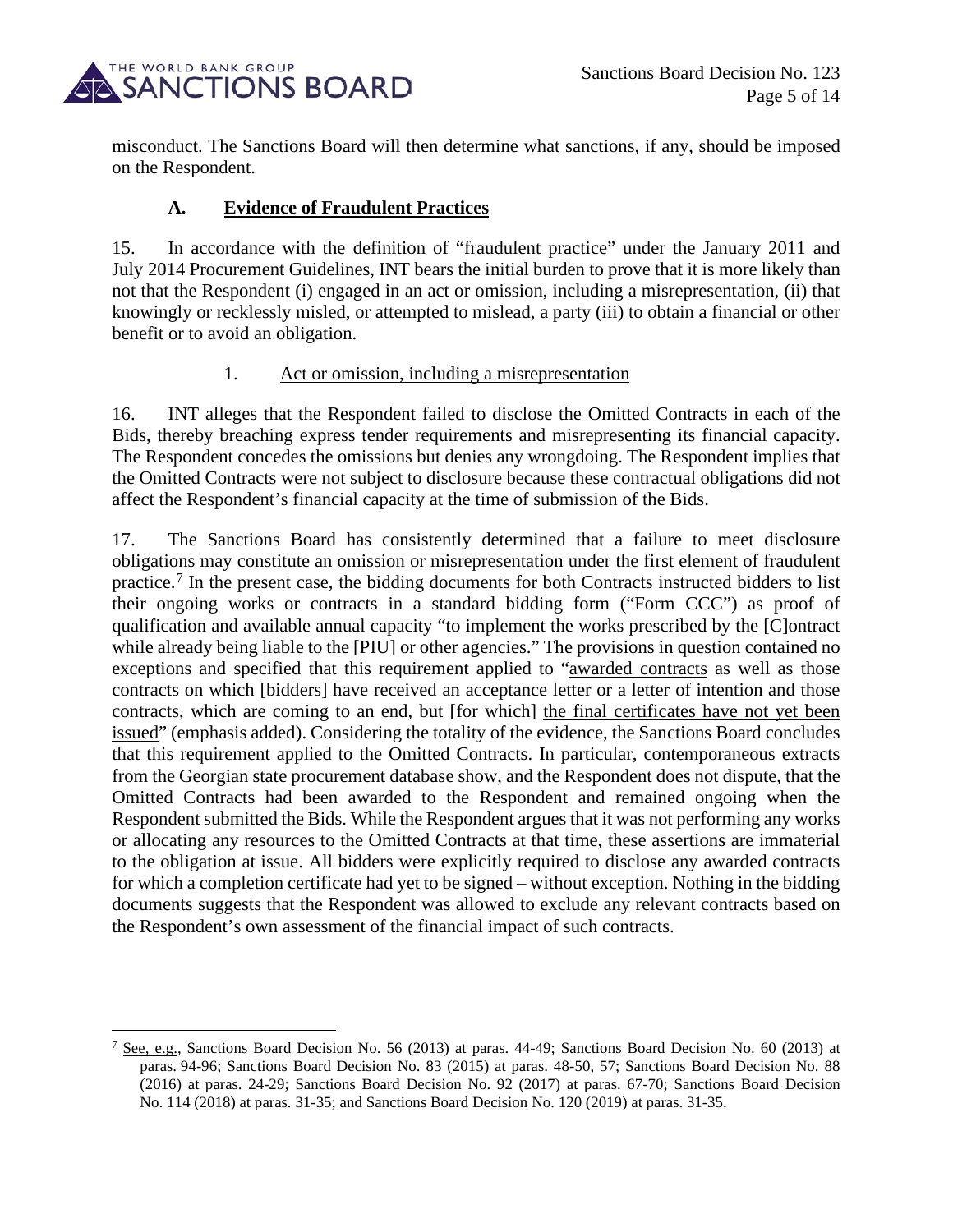misconduct. The Sanctions Board will then determine what sanctions, if any, should be imposed on the Respondent.

## A. Evidence of Fraudulent Practices

15. In accordance with the definition of "fraudulent practice" under the January 2011 and July 2014 Procurement Guidelines, INT bears the initial burden to prove that it is more likely than not that the Respondent (i) engaged in an act or omission, including a misrepresentation, (ii) that knowingly or recklessly misled, or attempted to mislead, a party (iii) to obtain a financial or other benefit or to avoid an obligation.

### 1. Act or omission, including a misrepresentation

16. INT alleges that the Respondent failed to disclose the Omitted Contracts in each of the Bids, thereby breaching express tender requirements and misrepresenting its financial capacity. The Respondent concedes the omissions but denies any wrongdoing. The Respondent implies that the Omitted Contracts were not subject to disclosure because these contractual obligations did not affect the Respondent's financial capacity at the time of submission of the Bids.

17. The Sanctions Board has consistently determined that a failure to meet disclosure obligations may constitute an omission or misrepresentation under the first element of fraudulent practice.[7] In the present case, the bidding documents for both Contracts instructed bidders to list their ongoing works or contracts in a standard bidding form ("Form CCC") as proof of qualification and available annual capacity "to implement the works prescribed by the [C]ontract while already being liable to the [PIU] or other agencies." The provisions in question contained no exceptions and specified that this requirement applied to "<u>awarded contracts</u> as well as those contracts on which [bidders] have received an acceptance letter or a letter of intention and those contracts, which are coming to an end, but [for which] <u>the final certificates have not yet been issued</u>" (emphasis added). Considering the totality of the evidence, the Sanctions Board concludes that this requirement applied to the Omitted Contracts. In particular, contemporaneous extracts from the Georgian state procurement database show, and the Respondent does not dispute, that the Omitted Contracts had been awarded to the Respondent and remained ongoing when the Respondent submitted the Bids. While the Respondent argues that it was not performing any works or allocating any resources to the Omitted Contracts at that time, these assertions are immaterial to the obligation at issue. All bidders were explicitly required to disclose any awarded contracts for which a completion certificate had yet to be signed – without exception. Nothing in the bidding documents suggests that the Respondent was allowed to exclude any relevant contracts based on the Respondent's own assessment of the financial impact of such contracts.

---

[7] <u>See, e.g.</u>, Sanctions Board Decision No. 56 (2013) at paras. 44-49; Sanctions Board Decision No. 60 (2013) at paras. 94-96; Sanctions Board Decision No. 83 (2015) at paras. 48-50, 57; Sanctions Board Decision No. 88 (2016) at paras. 24-29; Sanctions Board Decision No. 92 (2017) at paras. 67-70; Sanctions Board Decision No. 114 (2018) at paras. 31-35; and Sanctions Board Decision No. 120 (2019) at paras. 31-35.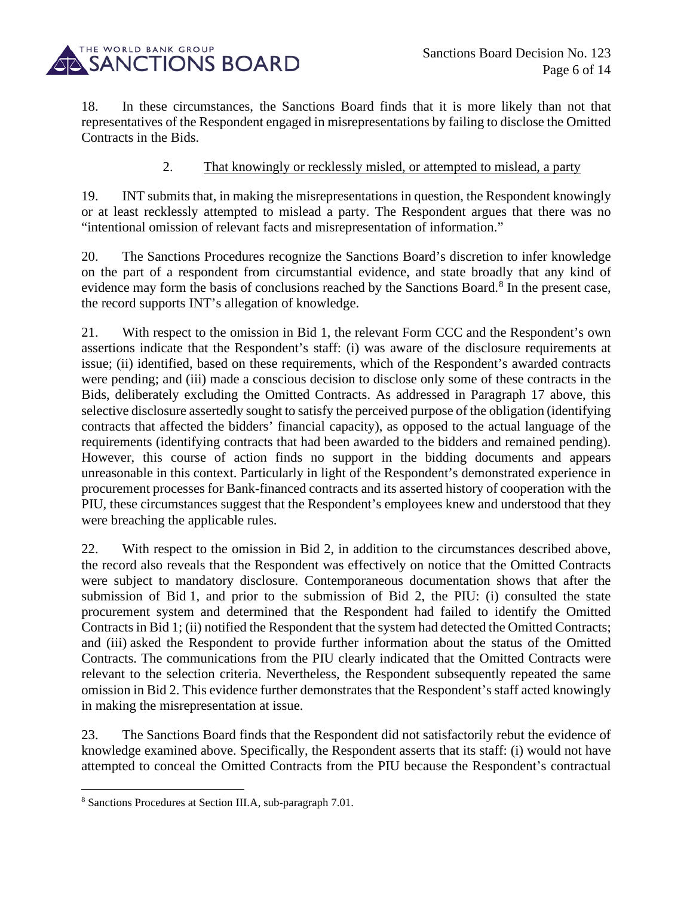18. In these circumstances, the Sanctions Board finds that it is more likely than not that representatives of the Respondent engaged in misrepresentations by failing to disclose the Omitted Contracts in the Bids.

### 2. That knowingly or recklessly misled, or attempted to mislead, a party

19. INT submits that, in making the misrepresentations in question, the Respondent knowingly or at least recklessly attempted to mislead a party. The Respondent argues that there was no "intentional omission of relevant facts and misrepresentation of information."

20. The Sanctions Procedures recognize the Sanctions Board's discretion to infer knowledge on the part of a respondent from circumstantial evidence, and state broadly that any kind of evidence may form the basis of conclusions reached by the Sanctions Board.[8] In the present case, the record supports INT's allegation of knowledge.

21. With respect to the omission in Bid 1, the relevant Form CCC and the Respondent's own assertions indicate that the Respondent's staff: (i) was aware of the disclosure requirements at issue; (ii) identified, based on these requirements, which of the Respondent's awarded contracts were pending; and (iii) made a conscious decision to disclose only some of these contracts in the Bids, deliberately excluding the Omitted Contracts. As addressed in Paragraph 17 above, this selective disclosure assertedly sought to satisfy the perceived purpose of the obligation (identifying contracts that affected the bidders' financial capacity), as opposed to the actual language of the requirements (identifying contracts that had been awarded to the bidders and remained pending). However, this course of action finds no support in the bidding documents and appears unreasonable in this context. Particularly in light of the Respondent's demonstrated experience in procurement processes for Bank-financed contracts and its asserted history of cooperation with the PIU, these circumstances suggest that the Respondent's employees knew and understood that they were breaching the applicable rules.

22. With respect to the omission in Bid 2, in addition to the circumstances described above, the record also reveals that the Respondent was effectively on notice that the Omitted Contracts were subject to mandatory disclosure. Contemporaneous documentation shows that after the submission of Bid 1, and prior to the submission of Bid 2, the PIU: (i) consulted the state procurement system and determined that the Respondent had failed to identify the Omitted Contracts in Bid 1; (ii) notified the Respondent that the system had detected the Omitted Contracts; and (iii) asked the Respondent to provide further information about the status of the Omitted Contracts. The communications from the PIU clearly indicated that the Omitted Contracts were relevant to the selection criteria. Nevertheless, the Respondent subsequently repeated the same omission in Bid 2. This evidence further demonstrates that the Respondent's staff acted knowingly in making the misrepresentation at issue.

23. The Sanctions Board finds that the Respondent did not satisfactorily rebut the evidence of knowledge examined above. Specifically, the Respondent asserts that its staff: (i) would not have attempted to conceal the Omitted Contracts from the PIU because the Respondent's contractual

[8] Sanctions Procedures at Section III.A, sub-paragraph 7.01.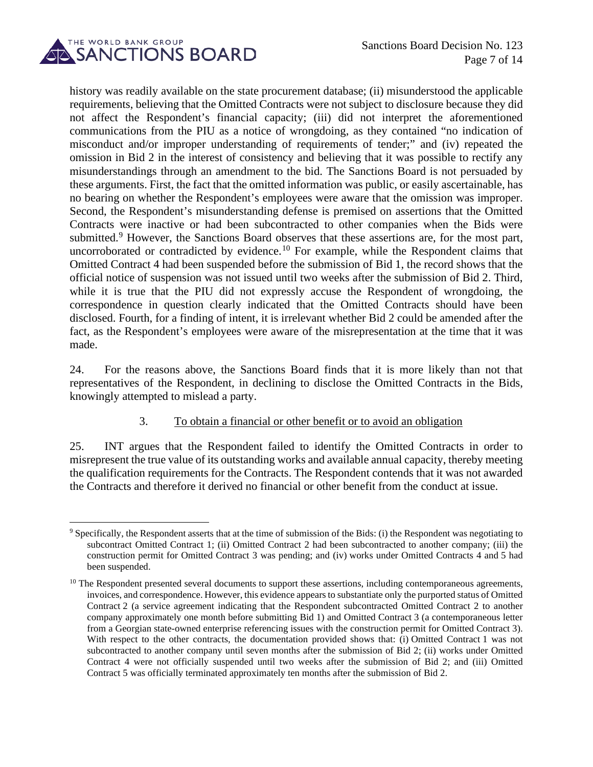history was readily available on the state procurement database; (ii) misunderstood the applicable requirements, believing that the Omitted Contracts were not subject to disclosure because they did not affect the Respondent's financial capacity; (iii) did not interpret the aforementioned communications from the PIU as a notice of wrongdoing, as they contained "no indication of misconduct and/or improper understanding of requirements of tender;" and (iv) repeated the omission in Bid 2 in the interest of consistency and believing that it was possible to rectify any misunderstandings through an amendment to the bid. The Sanctions Board is not persuaded by these arguments. First, the fact that the omitted information was public, or easily ascertainable, has no bearing on whether the Respondent's employees were aware that the omission was improper. Second, the Respondent's misunderstanding defense is premised on assertions that the Omitted Contracts were inactive or had been subcontracted to other companies when the Bids were submitted.[9] However, the Sanctions Board observes that these assertions are, for the most part, uncorroborated or contradicted by evidence.[10] For example, while the Respondent claims that Omitted Contract 4 had been suspended before the submission of Bid 1, the record shows that the official notice of suspension was not issued until two weeks after the submission of Bid 2. Third, while it is true that the PIU did not expressly accuse the Respondent of wrongdoing, the correspondence in question clearly indicated that the Omitted Contracts should have been disclosed. Fourth, for a finding of intent, it is irrelevant whether Bid 2 could be amended after the fact, as the Respondent's employees were aware of the misrepresentation at the time that it was made.

24. For the reasons above, the Sanctions Board finds that it is more likely than not that representatives of the Respondent, in declining to disclose the Omitted Contracts in the Bids, knowingly attempted to mislead a party.

### 3. To obtain a financial or other benefit or to avoid an obligation

25. INT argues that the Respondent failed to identify the Omitted Contracts in order to misrepresent the true value of its outstanding works and available annual capacity, thereby meeting the qualification requirements for the Contracts. The Respondent contends that it was not awarded the Contracts and therefore it derived no financial or other benefit from the conduct at issue.

---

[9] Specifically, the Respondent asserts that at the time of submission of the Bids: (i) the Respondent was negotiating to subcontract Omitted Contract 1; (ii) Omitted Contract 2 had been subcontracted to another company; (iii) the construction permit for Omitted Contract 3 was pending; and (iv) works under Omitted Contracts 4 and 5 had been suspended.

[10] The Respondent presented several documents to support these assertions, including contemporaneous agreements, invoices, and correspondence. However, this evidence appears to substantiate only the purported status of Omitted Contract 2 (a service agreement indicating that the Respondent subcontracted Omitted Contract 2 to another company approximately one month before submitting Bid 1) and Omitted Contract 3 (a contemporaneous letter from a Georgian state-owned enterprise referencing issues with the construction permit for Omitted Contract 3). With respect to the other contracts, the documentation provided shows that: (i) Omitted Contract 1 was not subcontracted to another company until seven months after the submission of Bid 2; (ii) works under Omitted Contract 4 were not officially suspended until two weeks after the submission of Bid 2; and (iii) Omitted Contract 5 was officially terminated approximately ten months after the submission of Bid 2.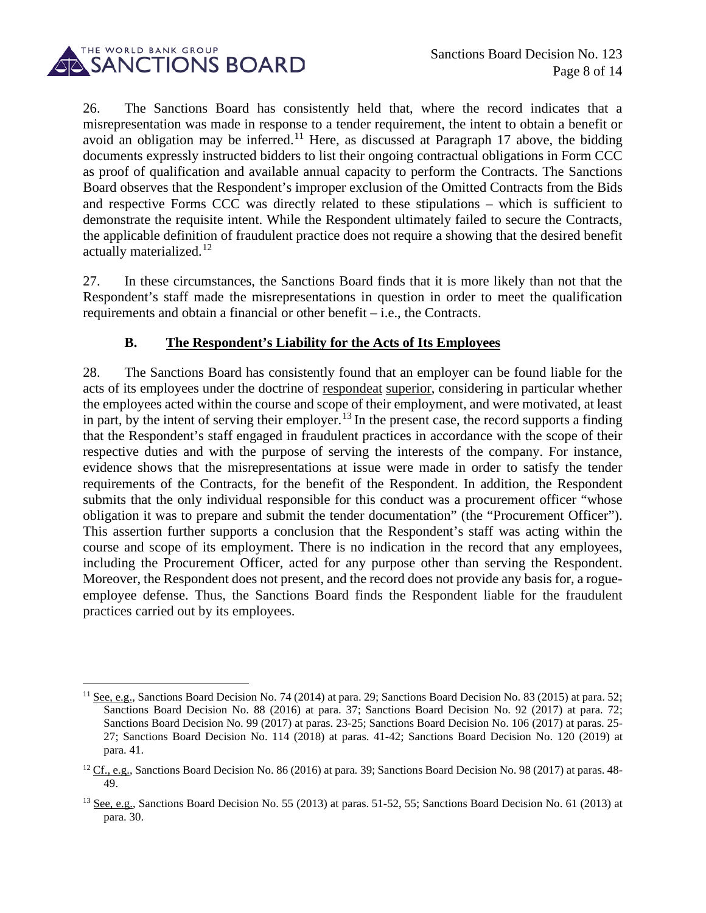26. The Sanctions Board has consistently held that, where the record indicates that a misrepresentation was made in response to a tender requirement, the intent to obtain a benefit or avoid an obligation may be inferred.[11] Here, as discussed at Paragraph 17 above, the bidding documents expressly instructed bidders to list their ongoing contractual obligations in Form CCC as proof of qualification and available annual capacity to perform the Contracts. The Sanctions Board observes that the Respondent's improper exclusion of the Omitted Contracts from the Bids and respective Forms CCC was directly related to these stipulations – which is sufficient to demonstrate the requisite intent. While the Respondent ultimately failed to secure the Contracts, the applicable definition of fraudulent practice does not require a showing that the desired benefit actually materialized.[12]

27. In these circumstances, the Sanctions Board finds that it is more likely than not that the Respondent's staff made the misrepresentations in question in order to meet the qualification requirements and obtain a financial or other benefit – i.e., the Contracts.

### B. The Respondent's Liability for the Acts of Its Employees

28. The Sanctions Board has consistently found that an employer can be found liable for the acts of its employees under the doctrine of respondeat superior, considering in particular whether the employees acted within the course and scope of their employment, and were motivated, at least in part, by the intent of serving their employer.[13] In the present case, the record supports a finding that the Respondent's staff engaged in fraudulent practices in accordance with the scope of their respective duties and with the purpose of serving the interests of the company. For instance, evidence shows that the misrepresentations at issue were made in order to satisfy the tender requirements of the Contracts, for the benefit of the Respondent. In addition, the Respondent submits that the only individual responsible for this conduct was a procurement officer "whose obligation it was to prepare and submit the tender documentation" (the "Procurement Officer"). This assertion further supports a conclusion that the Respondent's staff was acting within the course and scope of its employment. There is no indication in the record that any employees, including the Procurement Officer, acted for any purpose other than serving the Respondent. Moreover, the Respondent does not present, and the record does not provide any basis for, a rogue-employee defense. Thus, the Sanctions Board finds the Respondent liable for the fraudulent practices carried out by its employees.

---

[11] See, e.g., Sanctions Board Decision No. 74 (2014) at para. 29; Sanctions Board Decision No. 83 (2015) at para. 52; Sanctions Board Decision No. 88 (2016) at para. 37; Sanctions Board Decision No. 92 (2017) at para. 72; Sanctions Board Decision No. 99 (2017) at paras. 23-25; Sanctions Board Decision No. 106 (2017) at paras. 25-27; Sanctions Board Decision No. 114 (2018) at paras. 41-42; Sanctions Board Decision No. 120 (2019) at para. 41.

[12] Cf., e.g., Sanctions Board Decision No. 86 (2016) at para. 39; Sanctions Board Decision No. 98 (2017) at paras. 48-49.

[13] See, e.g., Sanctions Board Decision No. 55 (2013) at paras. 51-52, 55; Sanctions Board Decision No. 61 (2013) at para. 30.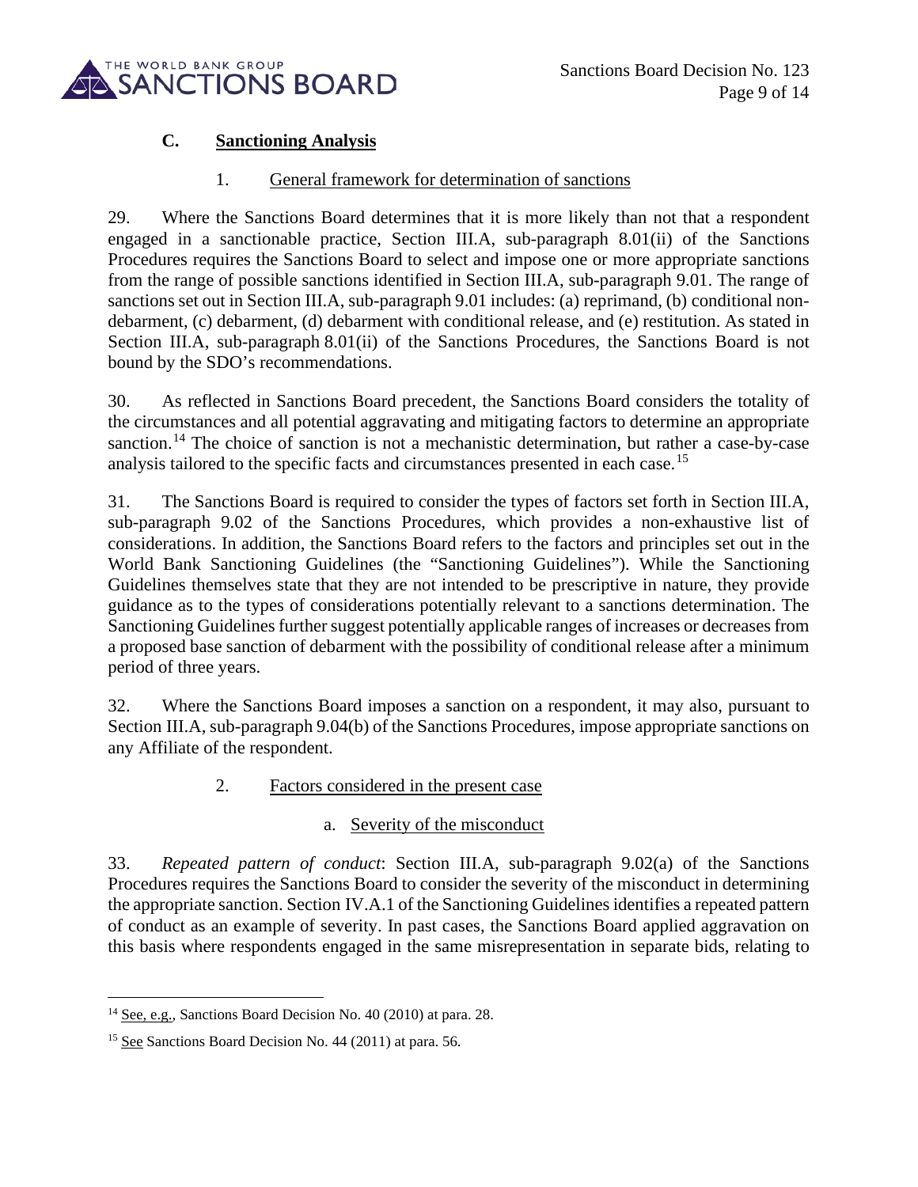### C. Sanctioning Analysis

#### 1. General framework for determination of sanctions

29. Where the Sanctions Board determines that it is more likely than not that a respondent engaged in a sanctionable practice, Section III.A, sub-paragraph 8.01(ii) of the Sanctions Procedures requires the Sanctions Board to select and impose one or more appropriate sanctions from the range of possible sanctions identified in Section III.A, sub-paragraph 9.01. The range of sanctions set out in Section III.A, sub-paragraph 9.01 includes: (a) reprimand, (b) conditional non-debarment, (c) debarment, (d) debarment with conditional release, and (e) restitution. As stated in Section III.A, sub-paragraph 8.01(ii) of the Sanctions Procedures, the Sanctions Board is not bound by the SDO's recommendations.

30. As reflected in Sanctions Board precedent, the Sanctions Board considers the totality of the circumstances and all potential aggravating and mitigating factors to determine an appropriate sanction.[14] The choice of sanction is not a mechanistic determination, but rather a case-by-case analysis tailored to the specific facts and circumstances presented in each case.[15]

31. The Sanctions Board is required to consider the types of factors set forth in Section III.A, sub-paragraph 9.02 of the Sanctions Procedures, which provides a non-exhaustive list of considerations. In addition, the Sanctions Board refers to the factors and principles set out in the World Bank Sanctioning Guidelines (the "Sanctioning Guidelines"). While the Sanctioning Guidelines themselves state that they are not intended to be prescriptive in nature, they provide guidance as to the types of considerations potentially relevant to a sanctions determination. The Sanctioning Guidelines further suggest potentially applicable ranges of increases or decreases from a proposed base sanction of debarment with the possibility of conditional release after a minimum period of three years.

32. Where the Sanctions Board imposes a sanction on a respondent, it may also, pursuant to Section III.A, sub-paragraph 9.04(b) of the Sanctions Procedures, impose appropriate sanctions on any Affiliate of the respondent.

#### 2. Factors considered in the present case

##### a. Severity of the misconduct

33. *Repeated pattern of conduct*: Section III.A, sub-paragraph 9.02(a) of the Sanctions Procedures requires the Sanctions Board to consider the severity of the misconduct in determining the appropriate sanction. Section IV.A.1 of the Sanctioning Guidelines identifies a repeated pattern of conduct as an example of severity. In past cases, the Sanctions Board applied aggravation on this basis where respondents engaged in the same misrepresentation in separate bids, relating to

---

[14] See, e.g., Sanctions Board Decision No. 40 (2010) at para. 28.

[15] See Sanctions Board Decision No. 44 (2011) at para. 56.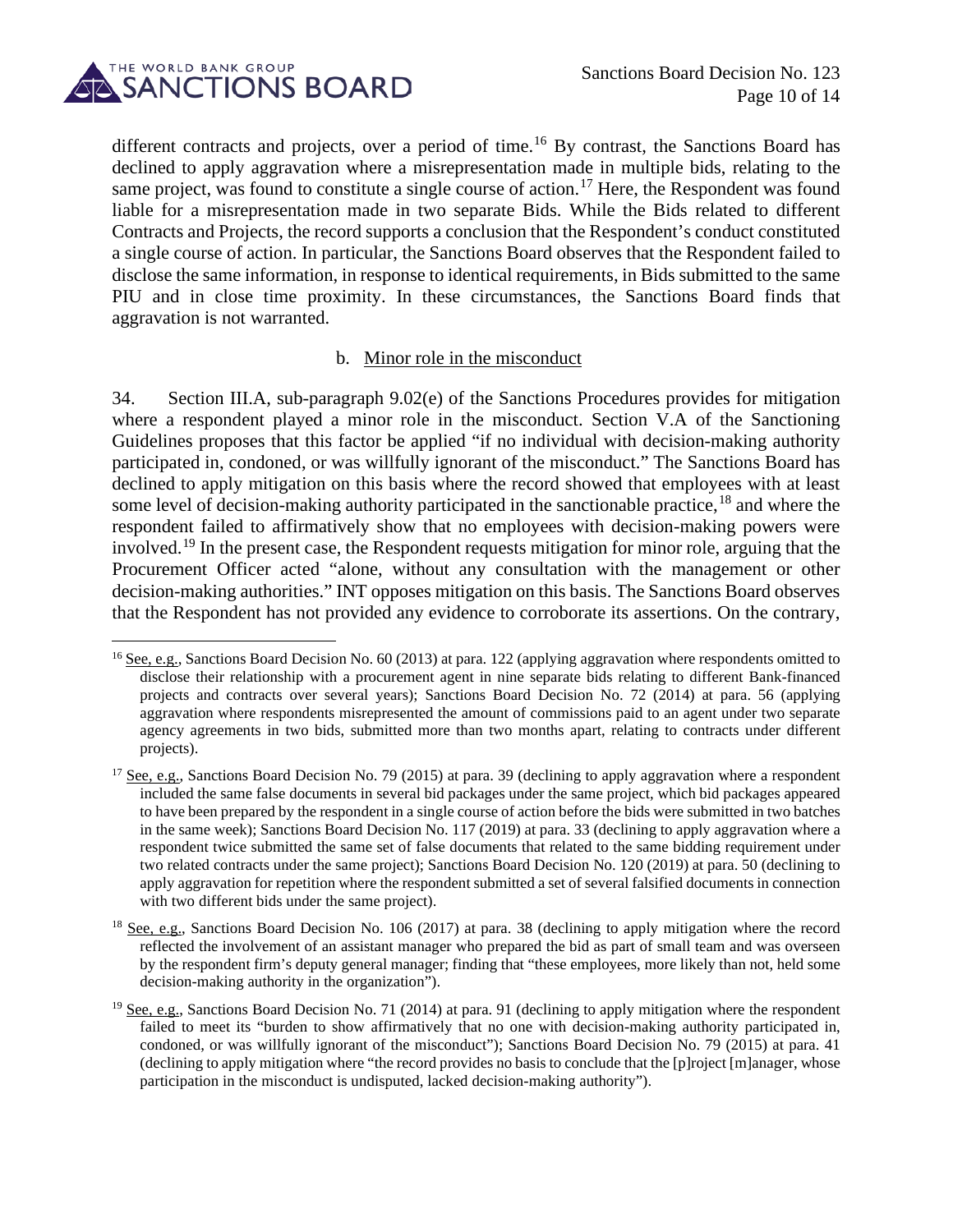different contracts and projects, over a period of time.[16] By contrast, the Sanctions Board has declined to apply aggravation where a misrepresentation made in multiple bids, relating to the same project, was found to constitute a single course of action.[17] Here, the Respondent was found liable for a misrepresentation made in two separate Bids. While the Bids related to different Contracts and Projects, the record supports a conclusion that the Respondent's conduct constituted a single course of action. In particular, the Sanctions Board observes that the Respondent failed to disclose the same information, in response to identical requirements, in Bids submitted to the same PIU and in close time proximity. In these circumstances, the Sanctions Board finds that aggravation is not warranted.

b. Minor role in the misconduct

34. Section III.A, sub-paragraph 9.02(e) of the Sanctions Procedures provides for mitigation where a respondent played a minor role in the misconduct. Section V.A of the Sanctioning Guidelines proposes that this factor be applied "if no individual with decision-making authority participated in, condoned, or was willfully ignorant of the misconduct." The Sanctions Board has declined to apply mitigation on this basis where the record showed that employees with at least some level of decision-making authority participated in the sanctionable practice,[18] and where the respondent failed to affirmatively show that no employees with decision-making powers were involved.[19] In the present case, the Respondent requests mitigation for minor role, arguing that the Procurement Officer acted "alone, without any consultation with the management or other decision-making authorities." INT opposes mitigation on this basis. The Sanctions Board observes that the Respondent has not provided any evidence to corroborate its assertions. On the contrary,

---

[16] See, e.g., Sanctions Board Decision No. 60 (2013) at para. 122 (applying aggravation where respondents omitted to disclose their relationship with a procurement agent in nine separate bids relating to different Bank-financed projects and contracts over several years); Sanctions Board Decision No. 72 (2014) at para. 56 (applying aggravation where respondents misrepresented the amount of commissions paid to an agent under two separate agency agreements in two bids, submitted more than two months apart, relating to contracts under different projects).

[17] See, e.g., Sanctions Board Decision No. 79 (2015) at para. 39 (declining to apply aggravation where a respondent included the same false documents in several bid packages under the same project, which bid packages appeared to have been prepared by the respondent in a single course of action before the bids were submitted in two batches in the same week); Sanctions Board Decision No. 117 (2019) at para. 33 (declining to apply aggravation where a respondent twice submitted the same set of false documents that related to the same bidding requirement under two related contracts under the same project); Sanctions Board Decision No. 120 (2019) at para. 50 (declining to apply aggravation for repetition where the respondent submitted a set of several falsified documents in connection with two different bids under the same project).

[18] See, e.g., Sanctions Board Decision No. 106 (2017) at para. 38 (declining to apply mitigation where the record reflected the involvement of an assistant manager who prepared the bid as part of small team and was overseen by the respondent firm's deputy general manager; finding that "these employees, more likely than not, held some decision-making authority in the organization").

[19] See, e.g., Sanctions Board Decision No. 71 (2014) at para. 91 (declining to apply mitigation where the respondent failed to meet its "burden to show affirmatively that no one with decision-making authority participated in, condoned, or was willfully ignorant of the misconduct"); Sanctions Board Decision No. 79 (2015) at para. 41 (declining to apply mitigation where "the record provides no basis to conclude that the [p]roject [m]anager, whose participation in the misconduct is undisputed, lacked decision-making authority").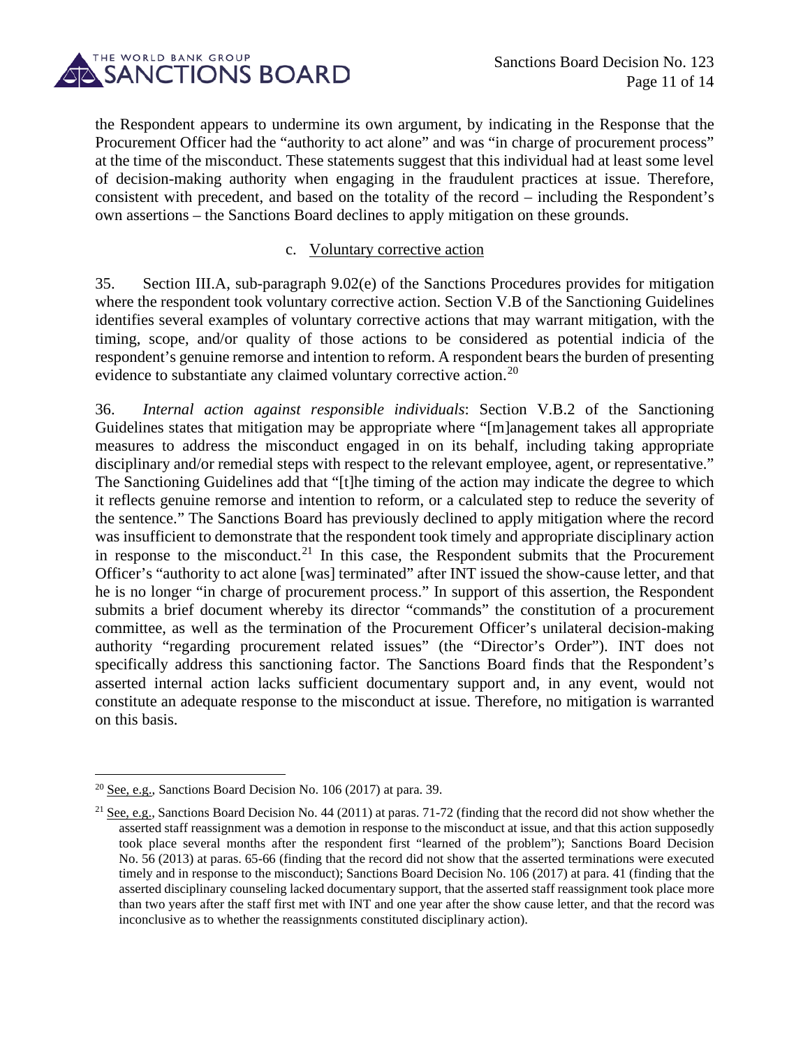the Respondent appears to undermine its own argument, by indicating in the Response that the Procurement Officer had the "authority to act alone" and was "in charge of procurement process" at the time of the misconduct. These statements suggest that this individual had at least some level of decision-making authority when engaging in the fraudulent practices at issue. Therefore, consistent with precedent, and based on the totality of the record – including the Respondent's own assertions – the Sanctions Board declines to apply mitigation on these grounds.

### c. Voluntary corrective action

35. Section III.A, sub-paragraph 9.02(e) of the Sanctions Procedures provides for mitigation where the respondent took voluntary corrective action. Section V.B of the Sanctioning Guidelines identifies several examples of voluntary corrective actions that may warrant mitigation, with the timing, scope, and/or quality of those actions to be considered as potential indicia of the respondent's genuine remorse and intention to reform. A respondent bears the burden of presenting evidence to substantiate any claimed voluntary corrective action.[20]

36. *Internal action against responsible individuals*: Section V.B.2 of the Sanctioning Guidelines states that mitigation may be appropriate where "[m]anagement takes all appropriate measures to address the misconduct engaged in on its behalf, including taking appropriate disciplinary and/or remedial steps with respect to the relevant employee, agent, or representative." The Sanctioning Guidelines add that "[t]he timing of the action may indicate the degree to which it reflects genuine remorse and intention to reform, or a calculated step to reduce the severity of the sentence." The Sanctions Board has previously declined to apply mitigation where the record was insufficient to demonstrate that the respondent took timely and appropriate disciplinary action in response to the misconduct.[21] In this case, the Respondent submits that the Procurement Officer's "authority to act alone [was] terminated" after INT issued the show-cause letter, and that he is no longer "in charge of procurement process." In support of this assertion, the Respondent submits a brief document whereby its director "commands" the constitution of a procurement committee, as well as the termination of the Procurement Officer's unilateral decision-making authority "regarding procurement related issues" (the "Director's Order"). INT does not specifically address this sanctioning factor. The Sanctions Board finds that the Respondent's asserted internal action lacks sufficient documentary support and, in any event, would not constitute an adequate response to the misconduct at issue. Therefore, no mitigation is warranted on this basis.

---

[20] See, e.g., Sanctions Board Decision No. 106 (2017) at para. 39.

[21] See, e.g., Sanctions Board Decision No. 44 (2011) at paras. 71-72 (finding that the record did not show whether the asserted staff reassignment was a demotion in response to the misconduct at issue, and that this action supposedly took place several months after the respondent first "learned of the problem"); Sanctions Board Decision No. 56 (2013) at paras. 65-66 (finding that the record did not show that the asserted terminations were executed timely and in response to the misconduct); Sanctions Board Decision No. 106 (2017) at para. 41 (finding that the asserted disciplinary counseling lacked documentary support, that the asserted staff reassignment took place more than two years after the staff first met with INT and one year after the show cause letter, and that the record was inconclusive as to whether the reassignments constituted disciplinary action).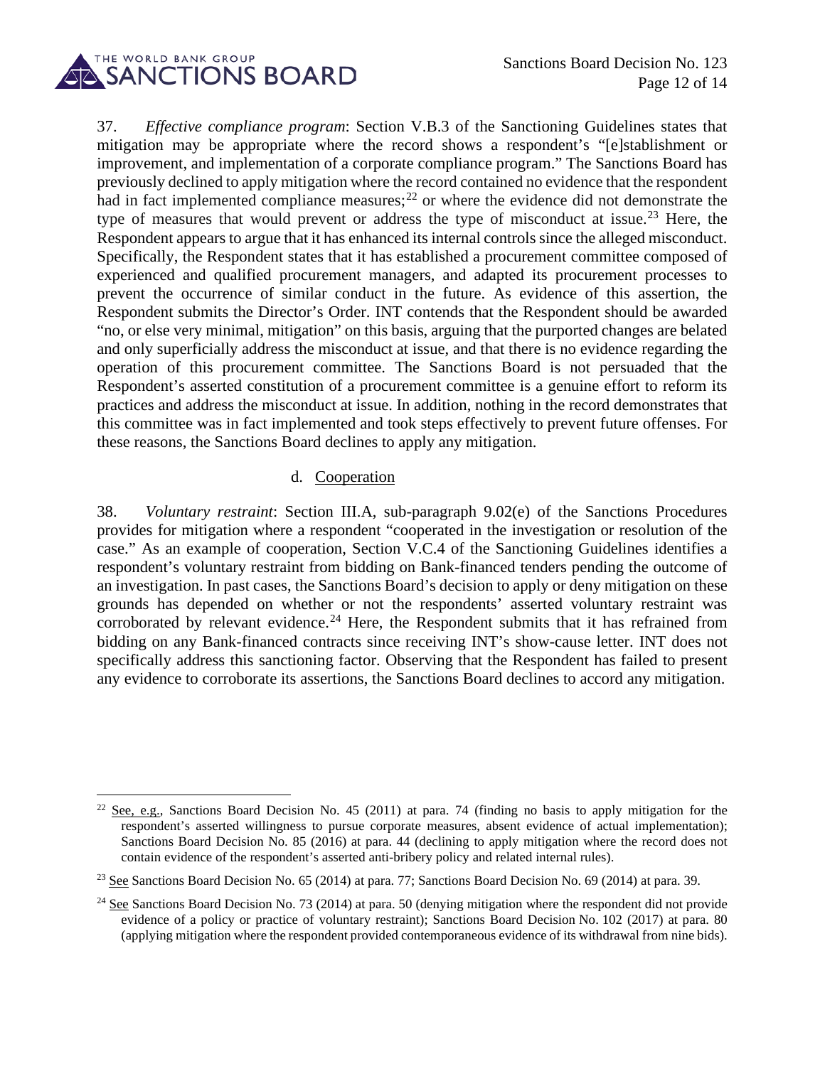37. *Effective compliance program*: Section V.B.3 of the Sanctioning Guidelines states that mitigation may be appropriate where the record shows a respondent's "[e]stablishment or improvement, and implementation of a corporate compliance program." The Sanctions Board has previously declined to apply mitigation where the record contained no evidence that the respondent had in fact implemented compliance measures;[22] or where the evidence did not demonstrate the type of measures that would prevent or address the type of misconduct at issue.[23] Here, the Respondent appears to argue that it has enhanced its internal controls since the alleged misconduct. Specifically, the Respondent states that it has established a procurement committee composed of experienced and qualified procurement managers, and adapted its procurement processes to prevent the occurrence of similar conduct in the future. As evidence of this assertion, the Respondent submits the Director's Order. INT contends that the Respondent should be awarded "no, or else very minimal, mitigation" on this basis, arguing that the purported changes are belated and only superficially address the misconduct at issue, and that there is no evidence regarding the operation of this procurement committee. The Sanctions Board is not persuaded that the Respondent's asserted constitution of a procurement committee is a genuine effort to reform its practices and address the misconduct at issue. In addition, nothing in the record demonstrates that this committee was in fact implemented and took steps effectively to prevent future offenses. For these reasons, the Sanctions Board declines to apply any mitigation.

d. Cooperation

38. *Voluntary restraint*: Section III.A, sub-paragraph 9.02(e) of the Sanctions Procedures provides for mitigation where a respondent "cooperated in the investigation or resolution of the case." As an example of cooperation, Section V.C.4 of the Sanctioning Guidelines identifies a respondent's voluntary restraint from bidding on Bank-financed tenders pending the outcome of an investigation. In past cases, the Sanctions Board's decision to apply or deny mitigation on these grounds has depended on whether or not the respondents' asserted voluntary restraint was corroborated by relevant evidence.[24] Here, the Respondent submits that it has refrained from bidding on any Bank-financed contracts since receiving INT's show-cause letter. INT does not specifically address this sanctioning factor. Observing that the Respondent has failed to present any evidence to corroborate its assertions, the Sanctions Board declines to accord any mitigation.

---

[22] See, e.g., Sanctions Board Decision No. 45 (2011) at para. 74 (finding no basis to apply mitigation for the respondent's asserted willingness to pursue corporate measures, absent evidence of actual implementation); Sanctions Board Decision No. 85 (2016) at para. 44 (declining to apply mitigation where the record does not contain evidence of the respondent's asserted anti-bribery policy and related internal rules).

[23] See Sanctions Board Decision No. 65 (2014) at para. 77; Sanctions Board Decision No. 69 (2014) at para. 39.

[24] See Sanctions Board Decision No. 73 (2014) at para. 50 (denying mitigation where the respondent did not provide evidence of a policy or practice of voluntary restraint); Sanctions Board Decision No. 102 (2017) at para. 80 (applying mitigation where the respondent provided contemporaneous evidence of its withdrawal from nine bids).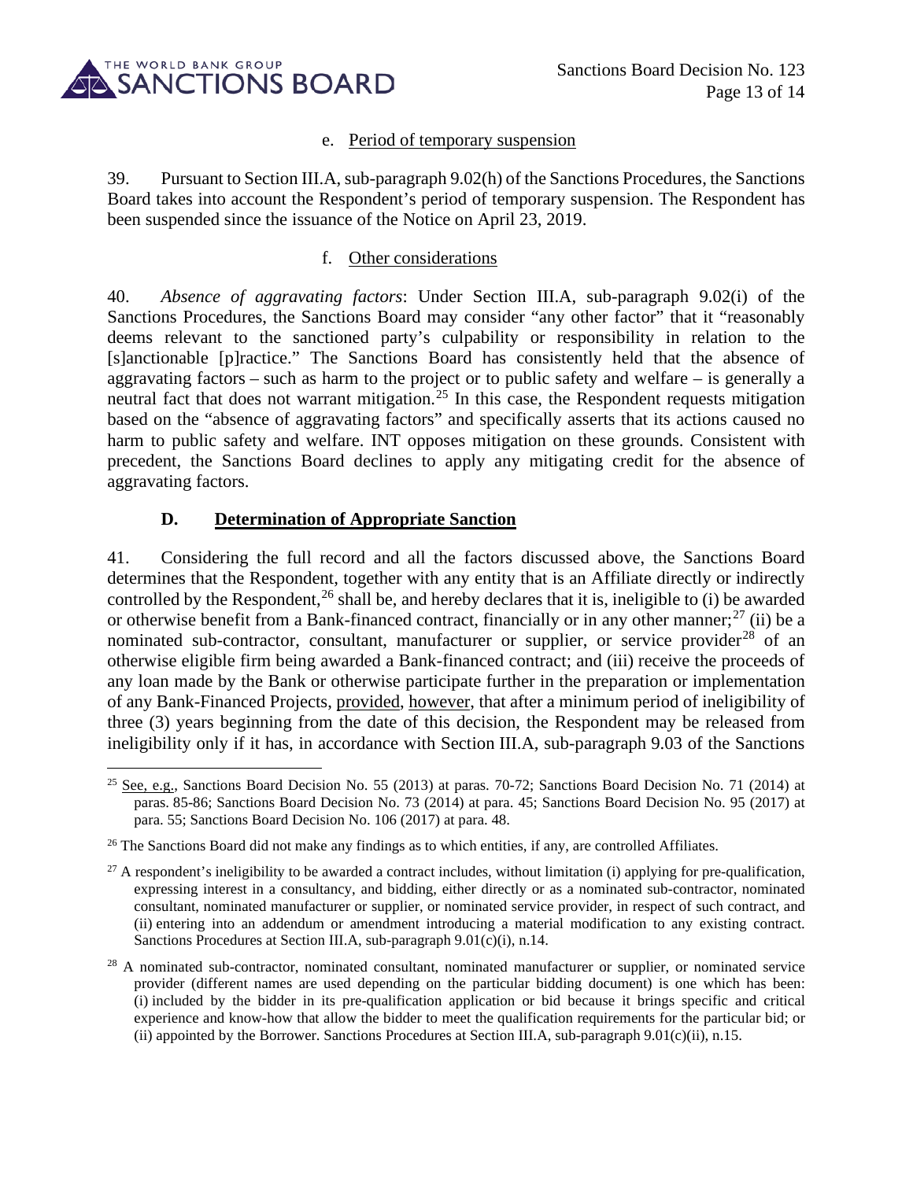e. Period of temporary suspension

39. Pursuant to Section III.A, sub-paragraph 9.02(h) of the Sanctions Procedures, the Sanctions Board takes into account the Respondent's period of temporary suspension. The Respondent has been suspended since the issuance of the Notice on April 23, 2019.

f. Other considerations

40. *Absence of aggravating factors*: Under Section III.A, sub-paragraph 9.02(i) of the Sanctions Procedures, the Sanctions Board may consider "any other factor" that it "reasonably deems relevant to the sanctioned party's culpability or responsibility in relation to the [s]anctionable [p]ractice." The Sanctions Board has consistently held that the absence of aggravating factors – such as harm to the project or to public safety and welfare – is generally a neutral fact that does not warrant mitigation.[25] In this case, the Respondent requests mitigation based on the "absence of aggravating factors" and specifically asserts that its actions caused no harm to public safety and welfare. INT opposes mitigation on these grounds. Consistent with precedent, the Sanctions Board declines to apply any mitigating credit for the absence of aggravating factors.

### D. Determination of Appropriate Sanction

41. Considering the full record and all the factors discussed above, the Sanctions Board determines that the Respondent, together with any entity that is an Affiliate directly or indirectly controlled by the Respondent,[26] shall be, and hereby declares that it is, ineligible to (i) be awarded or otherwise benefit from a Bank-financed contract, financially or in any other manner;[27] (ii) be a nominated sub-contractor, consultant, manufacturer or supplier, or service provider[28] of an otherwise eligible firm being awarded a Bank-financed contract; and (iii) receive the proceeds of any loan made by the Bank or otherwise participate further in the preparation or implementation of any Bank-Financed Projects, provided, however, that after a minimum period of ineligibility of three (3) years beginning from the date of this decision, the Respondent may be released from ineligibility only if it has, in accordance with Section III.A, sub-paragraph 9.03 of the Sanctions

---

[25] See, e.g., Sanctions Board Decision No. 55 (2013) at paras. 70-72; Sanctions Board Decision No. 71 (2014) at paras. 85-86; Sanctions Board Decision No. 73 (2014) at para. 45; Sanctions Board Decision No. 95 (2017) at para. 55; Sanctions Board Decision No. 106 (2017) at para. 48.

[26] The Sanctions Board did not make any findings as to which entities, if any, are controlled Affiliates.

[27] A respondent's ineligibility to be awarded a contract includes, without limitation (i) applying for pre-qualification, expressing interest in a consultancy, and bidding, either directly or as a nominated sub-contractor, nominated consultant, nominated manufacturer or supplier, or nominated service provider, in respect of such contract, and (ii) entering into an addendum or amendment introducing a material modification to any existing contract. Sanctions Procedures at Section III.A, sub-paragraph 9.01(c)(i), n.14.

[28] A nominated sub-contractor, nominated consultant, nominated manufacturer or supplier, or nominated service provider (different names are used depending on the particular bidding document) is one which has been: (i) included by the bidder in its pre-qualification application or bid because it brings specific and critical experience and know-how that allow the bidder to meet the qualification requirements for the particular bid; or (ii) appointed by the Borrower. Sanctions Procedures at Section III.A, sub-paragraph 9.01(c)(ii), n.15.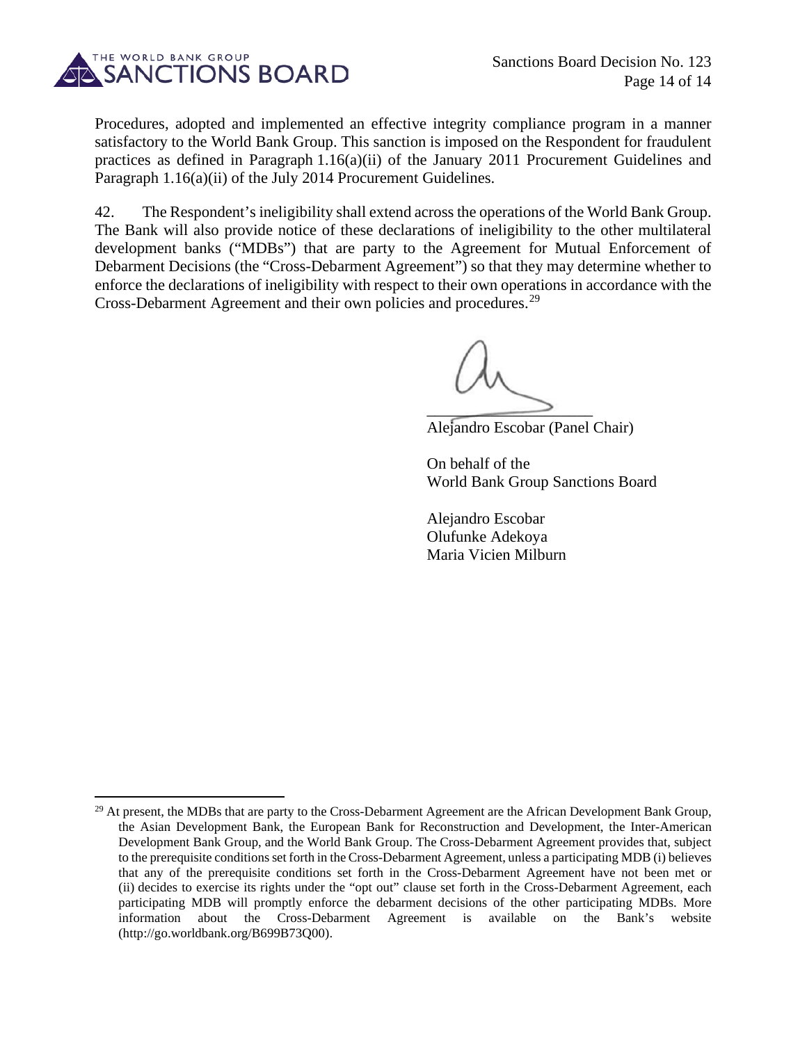Procedures, adopted and implemented an effective integrity compliance program in a manner satisfactory to the World Bank Group. This sanction is imposed on the Respondent for fraudulent practices as defined in Paragraph 1.16(a)(ii) of the January 2011 Procurement Guidelines and Paragraph 1.16(a)(ii) of the July 2014 Procurement Guidelines.

42. The Respondent's ineligibility shall extend across the operations of the World Bank Group. The Bank will also provide notice of these declarations of ineligibility to the other multilateral development banks ("MDBs") that are party to the Agreement for Mutual Enforcement of Debarment Decisions (the "Cross-Debarment Agreement") so that they may determine whether to enforce the declarations of ineligibility with respect to their own operations in accordance with the Cross-Debarment Agreement and their own policies and procedures.[29]

Alejandro Escobar (Panel Chair)

On behalf of the
World Bank Group Sanctions Board

Alejandro Escobar
Olufunke Adekoya
Maria Vicien Milburn

---

[29] At present, the MDBs that are party to the Cross-Debarment Agreement are the African Development Bank Group, the Asian Development Bank, the European Bank for Reconstruction and Development, the Inter-American Development Bank Group, and the World Bank Group. The Cross-Debarment Agreement provides that, subject to the prerequisite conditions set forth in the Cross-Debarment Agreement, unless a participating MDB (i) believes that any of the prerequisite conditions set forth in the Cross-Debarment Agreement have not been met or (ii) decides to exercise its rights under the "opt out" clause set forth in the Cross-Debarment Agreement, each participating MDB will promptly enforce the debarment decisions of the other participating MDBs. More information about the Cross-Debarment Agreement is available on the Bank's website (http://go.worldbank.org/B699B73Q00).